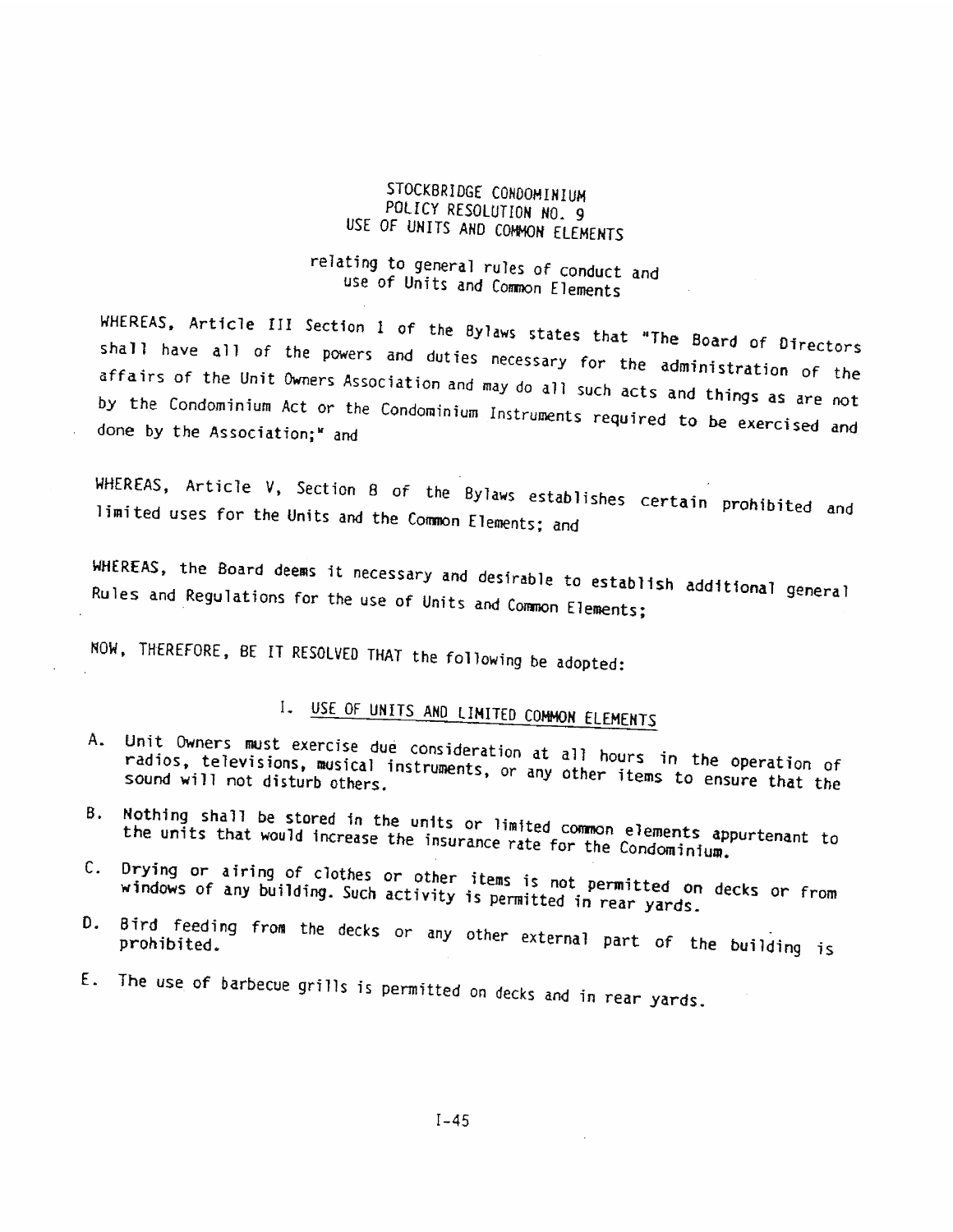# STOCKBRIDGE CONDOMINIUM
## POLICY RESOLUTION NO. 9
## USE OF UNITS AND COMMON ELEMENTS

relating to general rules of conduct and use of Units and Common Elements

WHEREAS, Article III Section 1 of the Bylaws states that "The Board of Directors shall have all of the powers and duties necessary for the administration of the affairs of the Unit Owners Association and may do all such acts and things as are not by the Condominium Act or the Condominium Instruments required to be exercised and done by the Association;" and

WHEREAS, Article V, Section 8 of the Bylaws establishes certain prohibited and limited uses for the Units and the Common Elements; and

WHEREAS, the Board deems it necessary and desirable to establish additional general Rules and Regulations for the use of Units and Common Elements;

NOW, THEREFORE, BE IT RESOLVED THAT the following be adopted:

### I. USE OF UNITS AND LIMITED COMMON ELEMENTS

A. Unit Owners must exercise due consideration at all hours in the operation of radios, televisions, musical instruments, or any other items to ensure that the sound will not disturb others.

B. Nothing shall be stored in the units or limited common elements appurtenant to the units that would increase the insurance rate for the Condominium.

C. Drying or airing of clothes or other items is not permitted on decks or from windows of any building. Such activity is permitted in rear yards.

D. Bird feeding from the decks or any other external part of the building is prohibited.

E. The use of barbecue grills is permitted on decks and in rear yards.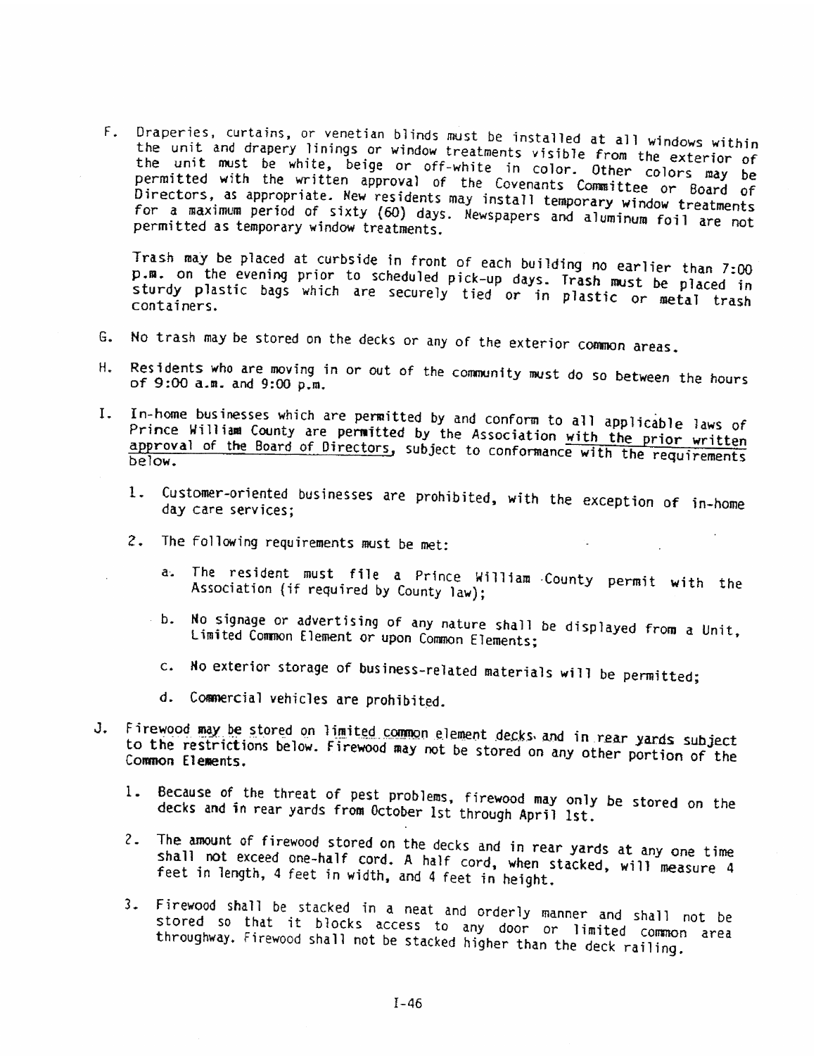F. Draperies, curtains, or venetian blinds must be installed at all windows within the unit and drapery linings or window treatments visible from the exterior of the unit must be white, beige or off-white in color. Other colors may be permitted with the written approval of the Covenants Committee or Board of Directors, as appropriate. New residents may install temporary window treatments for a maximum period of sixty (60) days. Newspapers and aluminum foil are not permitted as temporary window treatments.

   Trash may be placed at curbside in front of each building no earlier than 7:00 p.m. on the evening prior to scheduled pick-up days. Trash must be placed in sturdy plastic bags which are securely tied or in plastic or metal trash containers.

G. No trash may be stored on the decks or any of the exterior common areas.

H. Residents who are moving in or out of the community must do so between the hours of 9:00 a.m. and 9:00 p.m.

I. In-home businesses which are permitted by and conform to all applicable laws of Prince William County are permitted by the Association <u>with the prior written approval of the Board of Directors,</u> subject to conformance with the requirements below.

   1. Customer-oriented businesses are prohibited, with the exception of in-home day care services;

   2. The following requirements must be met:

      a. The resident must file a Prince William County permit with the Association (if required by County law);

      b. No signage or advertising of any nature shall be displayed from a Unit, Limited Common Element or upon Common Elements;

      c. No exterior storage of business-related materials will be permitted;

      d. Commercial vehicles are prohibited.

J. Firewood may be stored on limited common element decks and in rear yards subject to the restrictions below. Firewood may not be stored on any other portion of the Common Elements.

   1. Because of the threat of pest problems, firewood may only be stored on the decks and in rear yards from October 1st through April 1st.

   2. The amount of firewood stored on the decks and in rear yards at any one time shall not exceed one-half cord. A half cord, when stacked, will measure 4 feet in length, 4 feet in width, and 4 feet in height.

   3. Firewood shall be stacked in a neat and orderly manner and shall not be stored so that it blocks access to any door or limited common area throughway. Firewood shall not be stacked higher than the deck railing.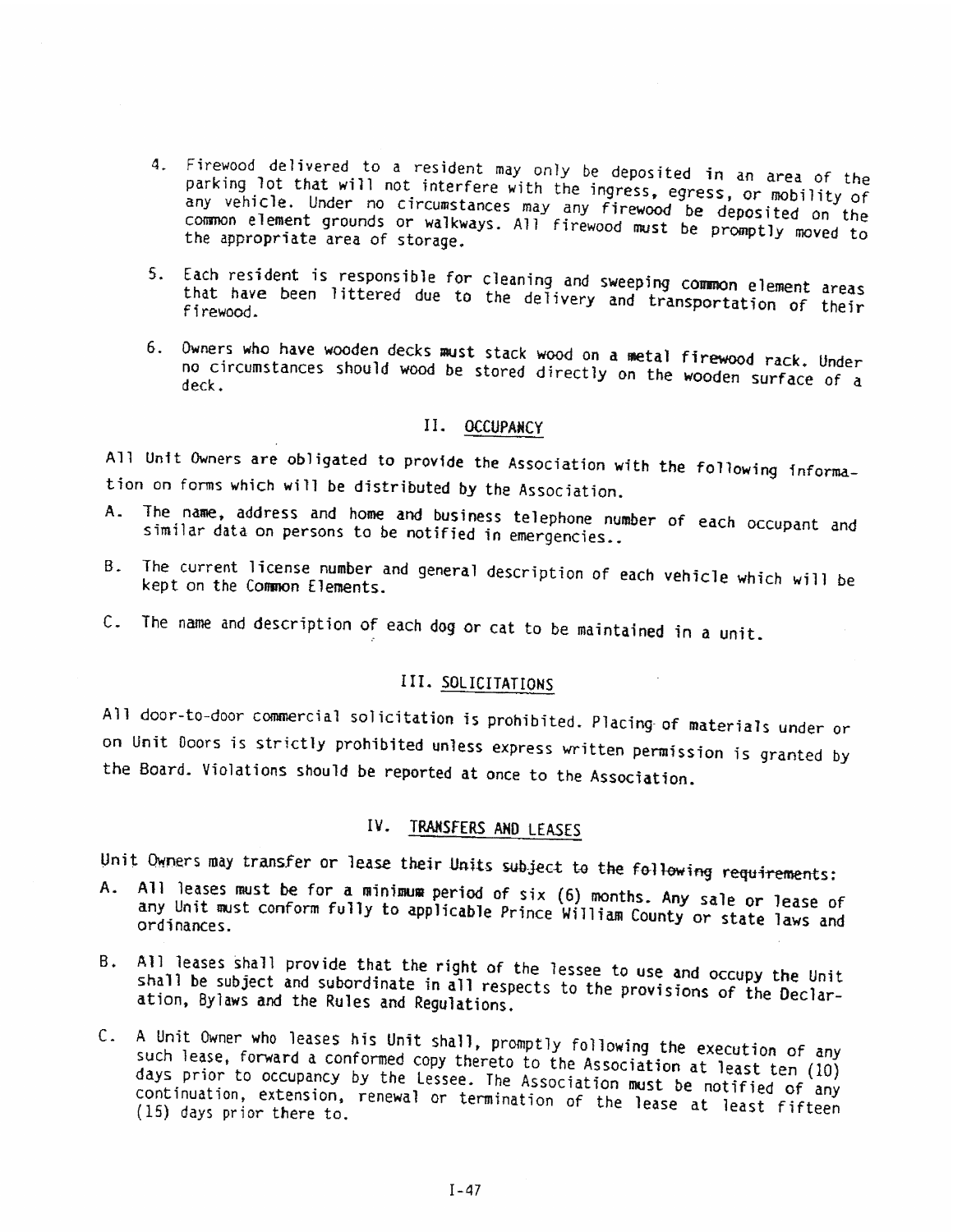4. Firewood delivered to a resident may only be deposited in an area of the parking lot that will not interfere with the ingress, egress, or mobility of any vehicle. Under no circumstances may any firewood be deposited on the common element grounds or walkways. All firewood must be promptly moved to the appropriate area of storage.

5. Each resident is responsible for cleaning and sweeping common element areas that have been littered due to the delivery and transportation of their firewood.

6. Owners who have wooden decks must stack wood on a metal firewood rack. Under no circumstances should wood be stored directly on the wooden surface of a deck.

## II. OCCUPANCY

All Unit Owners are obligated to provide the Association with the following information on forms which will be distributed by the Association.

A. The name, address and home and business telephone number of each occupant and similar data on persons to be notified in emergencies..

B. The current license number and general description of each vehicle which will be kept on the Common Elements.

C. The name and description of each dog or cat to be maintained in a unit.

## III. SOLICITATIONS

All door-to-door commercial solicitation is prohibited. Placing of materials under or on Unit Doors is strictly prohibited unless express written permission is granted by the Board. Violations should be reported at once to the Association.

## IV. TRANSFERS AND LEASES

Unit Owners may transfer or lease their Units subject to the following requirements:

A. All leases must be for a minimum period of six (6) months. Any sale or lease of any Unit must conform fully to applicable Prince William County or state laws and ordinances.

B. All leases shall provide that the right of the lessee to use and occupy the Unit shall be subject and subordinate in all respects to the provisions of the Declaration, Bylaws and the Rules and Regulations.

C. A Unit Owner who leases his Unit shall, promptly following the execution of any such lease, forward a conformed copy thereto to the Association at least ten (10) days prior to occupancy by the Lessee. The Association must be notified of any continuation, extension, renewal or termination of the lease at least fifteen (15) days prior there to.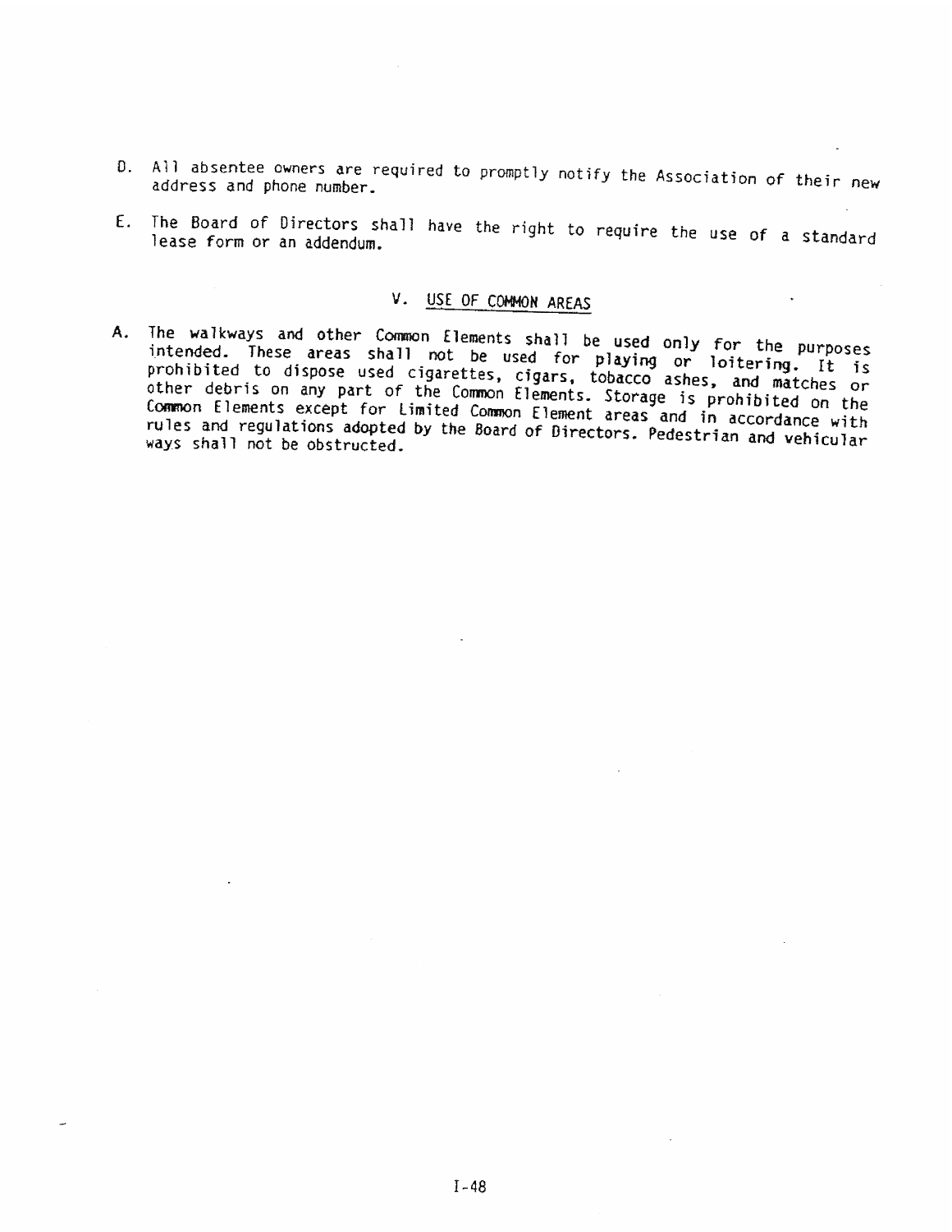D. All absentee owners are required to promptly notify the Association of their new address and phone number.

E. The Board of Directors shall have the right to require the use of a standard lease form or an addendum.

## V. USE OF COMMON AREAS

A. The walkways and other Common Elements shall be used only for the purposes intended. These areas shall not be used for playing or loitering. It is prohibited to dispose used cigarettes, cigars, tobacco ashes, and matches or other debris on any part of the Common Elements. Storage is prohibited on the Common Elements except for Limited Common Element areas and in accordance with rules and regulations adopted by the Board of Directors. Pedestrian and vehicular ways shall not be obstructed.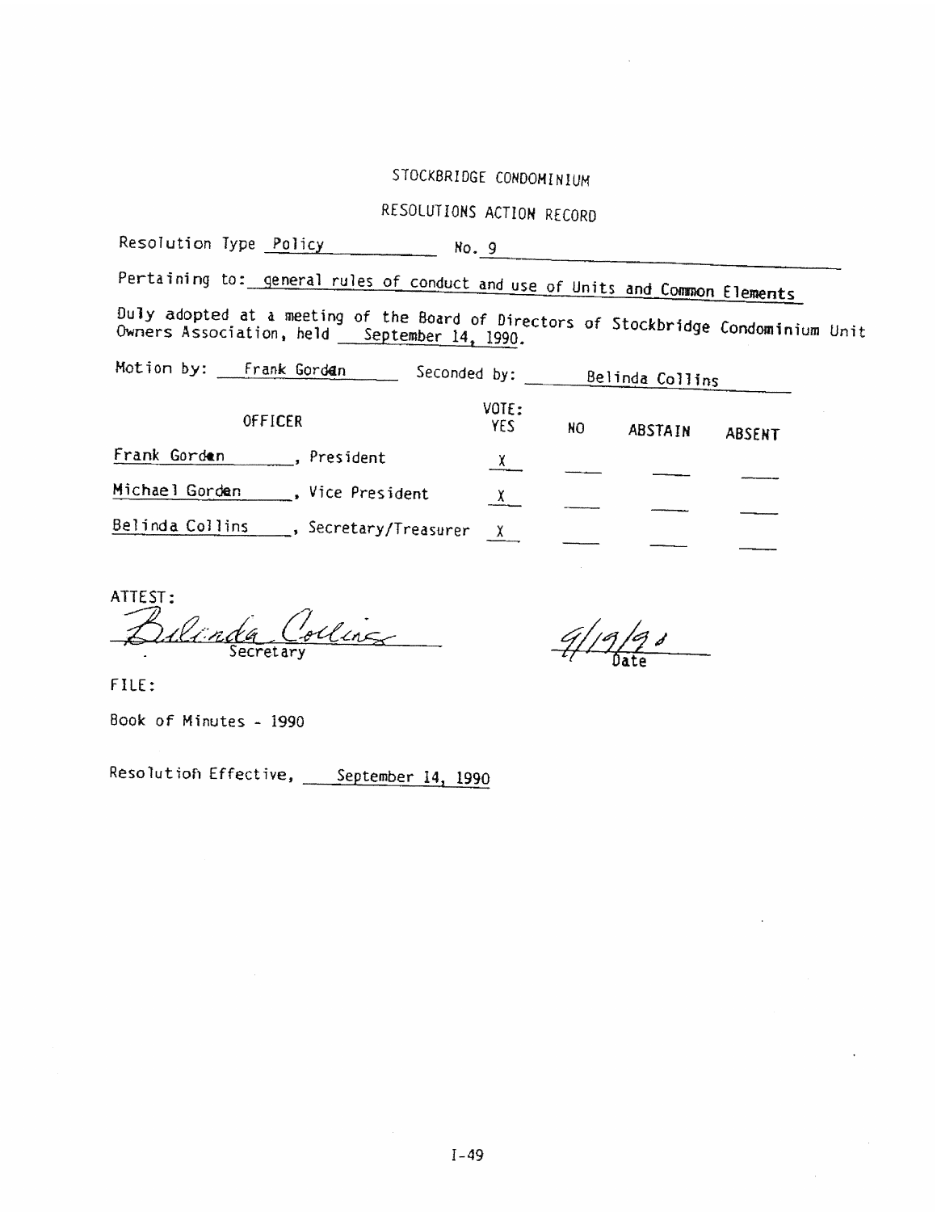STOCKBRIDGE CONDOMINIUM

RESOLUTIONS ACTION RECORD

Resolution Type Policy No. 9

Pertaining to: general rules of conduct and use of Units and Common Elements

Duly adopted at a meeting of the Board of Directors of Stockbridge Condominium Unit Owners Association, held September 14, 1990.

Motion by: Frank Gordan Seconded by: Belinda Collins

| OFFICER | VOTE: YES | NO | ABSTAIN | ABSENT |
|---|---|---|---|---|
| Frank Gordan, President | X | | | |
| Michael Gordan, Vice President | X | | | |
| Belinda Collins, Secretary/Treasurer | X | | | |

ATTEST:

Belinda Collins
Secretary

9/19/90
Date

FILE:

Book of Minutes - 1990

Resolution Effective, September 14, 1990